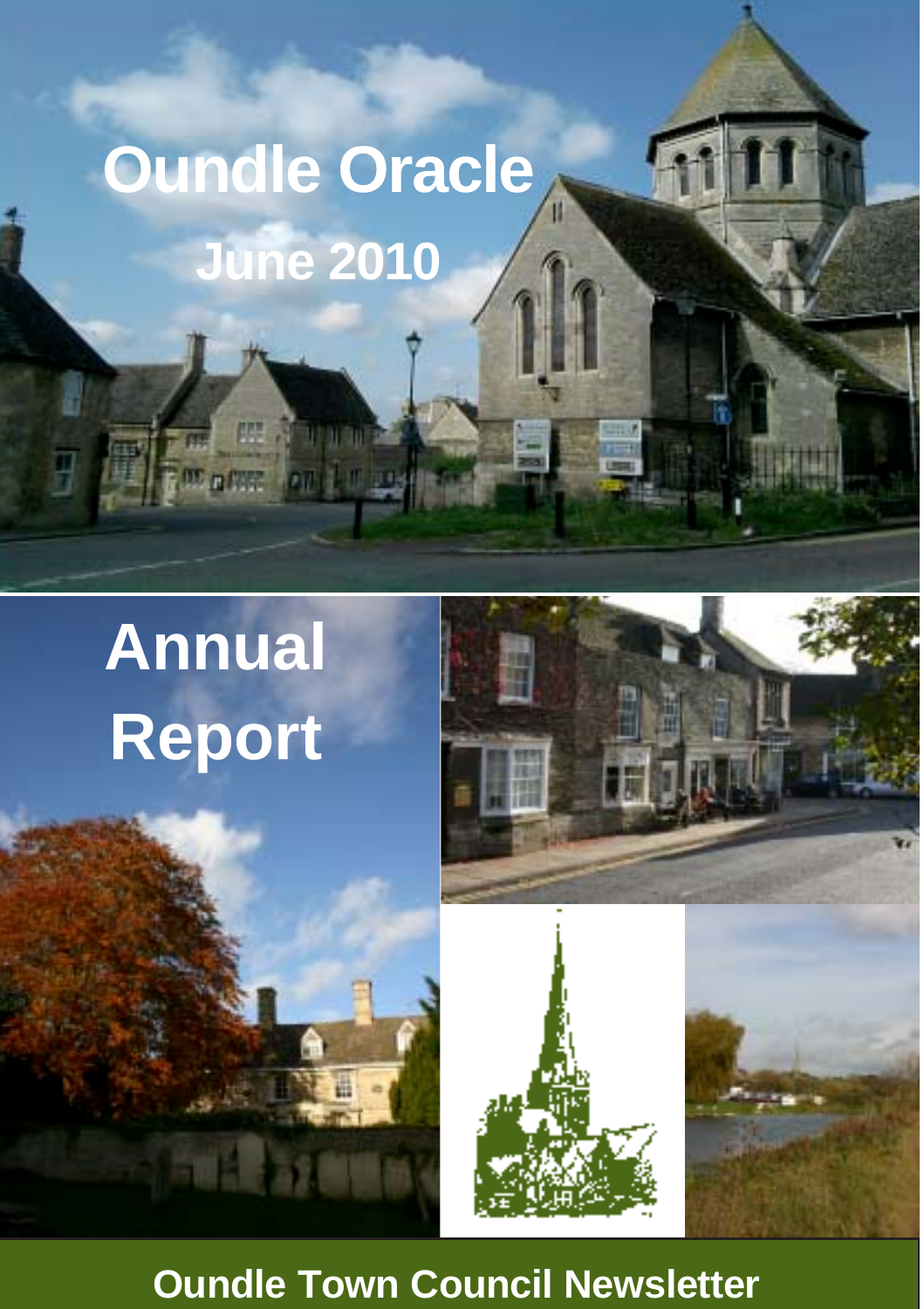# Oundle Oracle

## June 2010

# Annual Report

**Oundle Town Council Newsletter**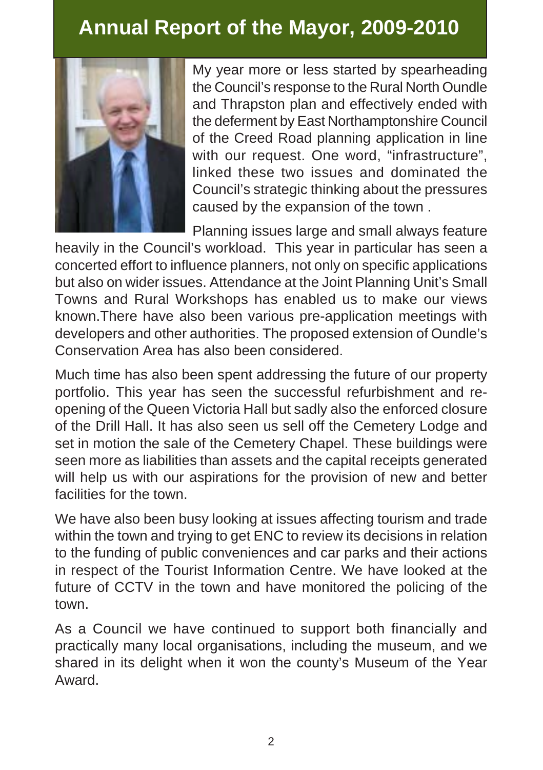# Annual Report of the Mayor, 2009-2010

My year more or less started by spearheading the Council's response to the Rural North Oundle and Thrapston plan and effectively ended with the deferment by East Northamptonshire Council of the Creed Road planning application in line with our request. One word, "infrastructure", linked these two issues and dominated the Council's strategic thinking about the pressures caused by the expansion of the town .

Planning issues large and small always feature heavily in the Council's workload. This year in particular has seen a concerted effort to influence planners, not only on specific applications but also on wider issues. Attendance at the Joint Planning Unit's Small Towns and Rural Workshops has enabled us to make our views known.There have also been various pre-application meetings with developers and other authorities. The proposed extension of Oundle's Conservation Area has also been considered.

Much time has also been spent addressing the future of our property portfolio. This year has seen the successful refurbishment and re-opening of the Queen Victoria Hall but sadly also the enforced closure of the Drill Hall. It has also seen us sell off the Cemetery Lodge and set in motion the sale of the Cemetery Chapel. These buildings were seen more as liabilities than assets and the capital receipts generated will help us with our aspirations for the provision of new and better facilities for the town.

We have also been busy looking at issues affecting tourism and trade within the town and trying to get ENC to review its decisions in relation to the funding of public conveniences and car parks and their actions in respect of the Tourist Information Centre. We have looked at the future of CCTV in the town and have monitored the policing of the town.

As a Council we have continued to support both financially and practically many local organisations, including the museum, and we shared in its delight when it won the county's Museum of the Year Award.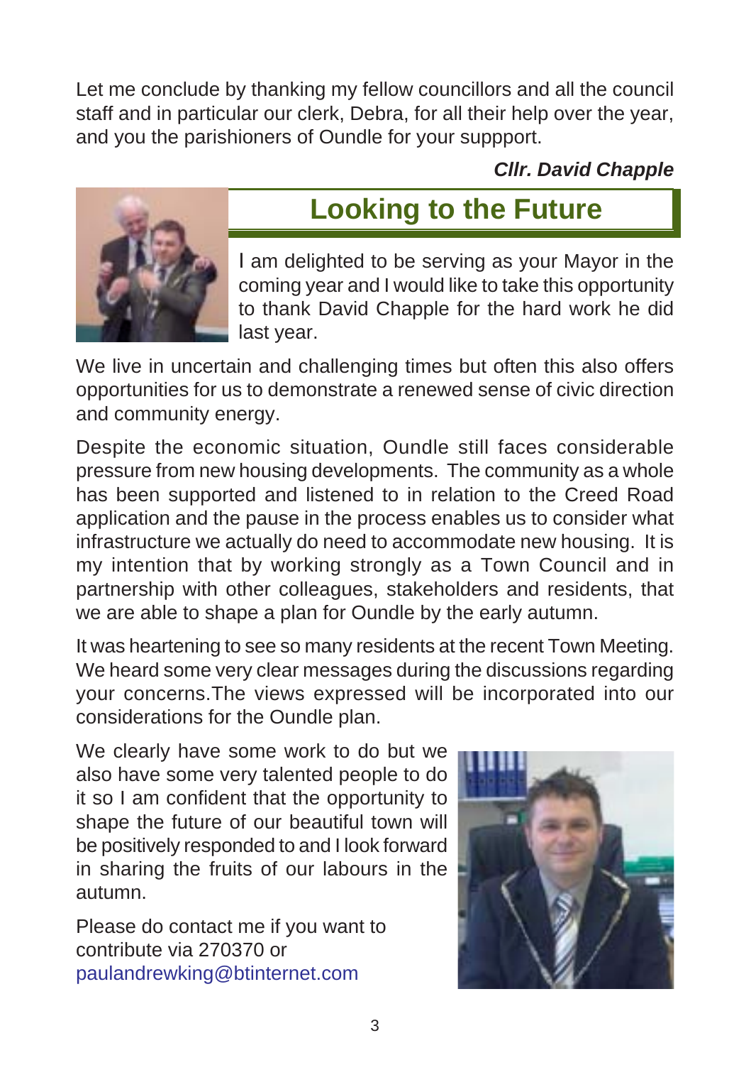Let me conclude by thanking my fellow councillors and all the council staff and in particular our clerk, Debra, for all their help over the year, and you the parishioners of Oundle for your suppport.

***Cllr. David Chapple***

## Looking to the Future

I am delighted to be serving as your Mayor in the coming year and I would like to take this opportunity to thank David Chapple for the hard work he did last year.

We live in uncertain and challenging times but often this also offers opportunities for us to demonstrate a renewed sense of civic direction and community energy.

Despite the economic situation, Oundle still faces considerable pressure from new housing developments. The community as a whole has been supported and listened to in relation to the Creed Road application and the pause in the process enables us to consider what infrastructure we actually do need to accommodate new housing. It is my intention that by working strongly as a Town Council and in partnership with other colleagues, stakeholders and residents, that we are able to shape a plan for Oundle by the early autumn.

It was heartening to see so many residents at the recent Town Meeting. We heard some very clear messages during the discussions regarding your concerns.The views expressed will be incorporated into our considerations for the Oundle plan.

We clearly have some work to do but we also have some very talented people to do it so I am confident that the opportunity to shape the future of our beautiful town will be positively responded to and I look forward in sharing the fruits of our labours in the autumn.

Please do contact me if you want to contribute via 270370 or paulandrewking@btinternet.com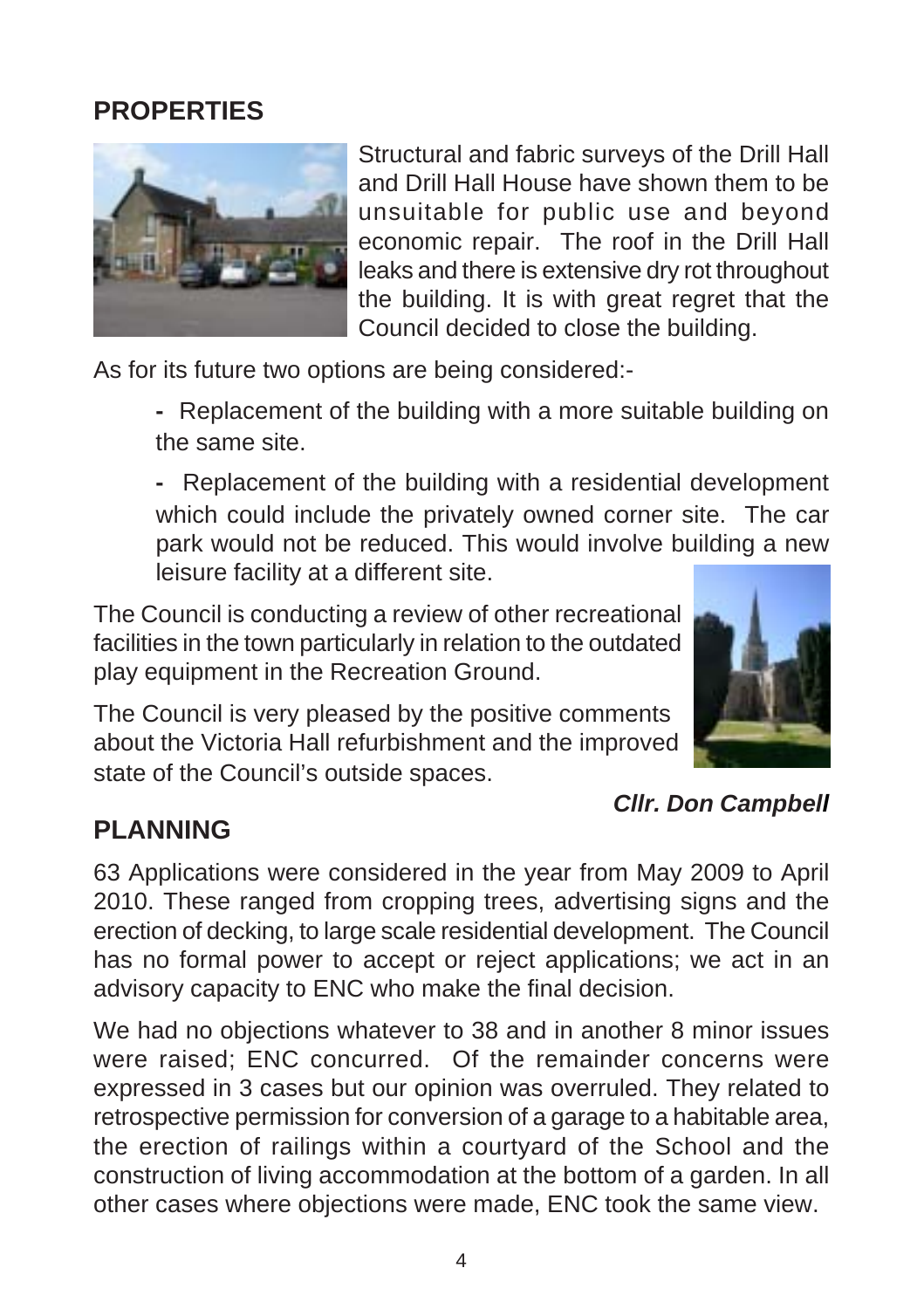## PROPERTIES

Structural and fabric surveys of the Drill Hall and Drill Hall House have shown them to be unsuitable for public use and beyond economic repair. The roof in the Drill Hall leaks and there is extensive dry rot throughout the building. It is with great regret that the Council decided to close the building.

As for its future two options are being considered:-

- Replacement of the building with a more suitable building on the same site.
- Replacement of the building with a residential development which could include the privately owned corner site. The car park would not be reduced. This would involve building a new leisure facility at a different site.

The Council is conducting a review of other recreational facilities in the town particularly in relation to the outdated play equipment in the Recreation Ground.

The Council is very pleased by the positive comments about the Victoria Hall refurbishment and the improved state of the Council's outside spaces.

***Cllr. Don Campbell***

## PLANNING

63 Applications were considered in the year from May 2009 to April 2010. These ranged from cropping trees, advertising signs and the erection of decking, to large scale residential development. The Council has no formal power to accept or reject applications; we act in an advisory capacity to ENC who make the final decision.

We had no objections whatever to 38 and in another 8 minor issues were raised; ENC concurred. Of the remainder concerns were expressed in 3 cases but our opinion was overruled. They related to retrospective permission for conversion of a garage to a habitable area, the erection of railings within a courtyard of the School and the construction of living accommodation at the bottom of a garden. In all other cases where objections were made, ENC took the same view.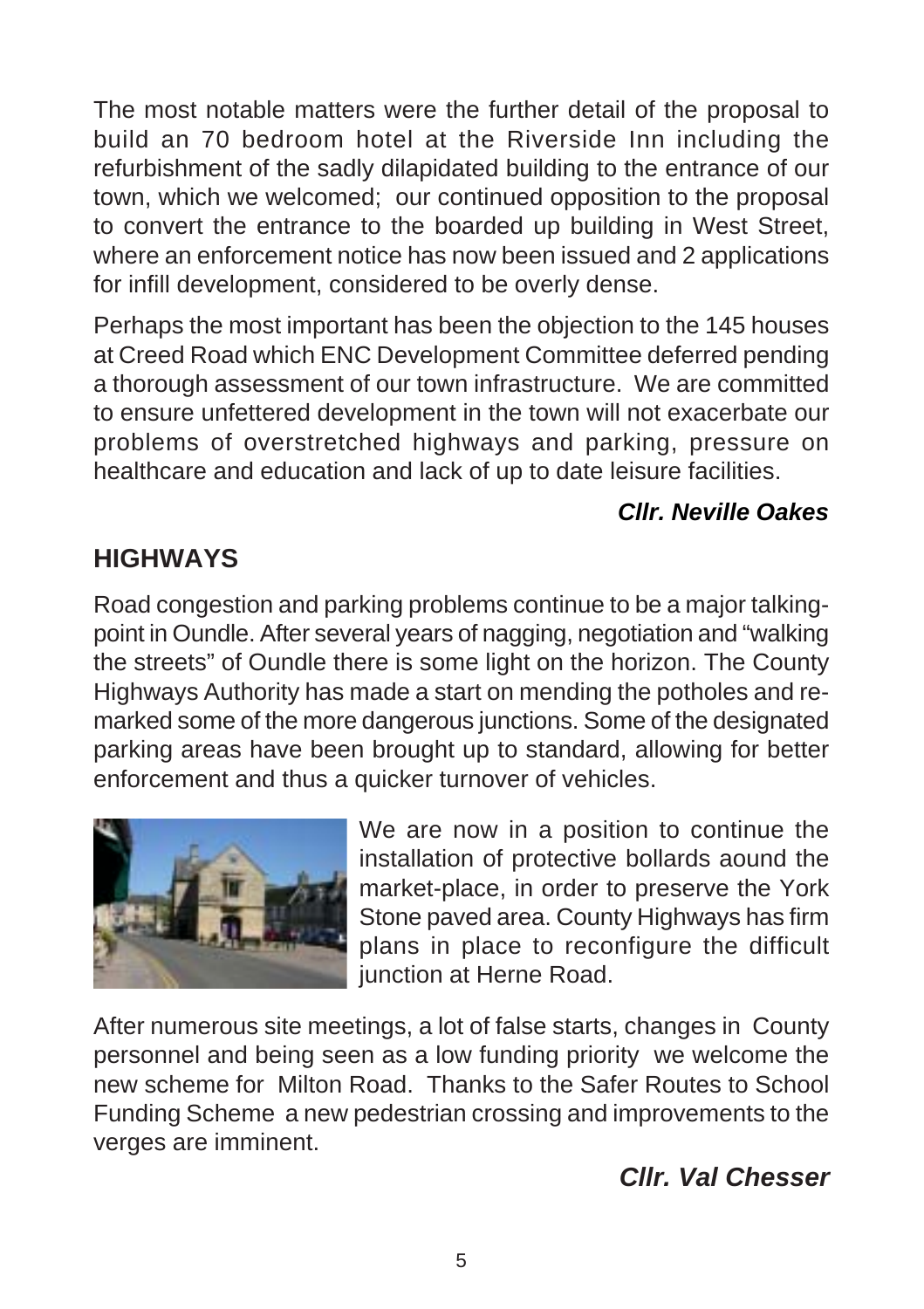The most notable matters were the further detail of the proposal to build an 70 bedroom hotel at the Riverside Inn including the refurbishment of the sadly dilapidated building to the entrance of our town, which we welcomed; our continued opposition to the proposal to convert the entrance to the boarded up building in West Street, where an enforcement notice has now been issued and 2 applications for infill development, considered to be overly dense.

Perhaps the most important has been the objection to the 145 houses at Creed Road which ENC Development Committee deferred pending a thorough assessment of our town infrastructure. We are committed to ensure unfettered development in the town will not exacerbate our problems of overstretched highways and parking, pressure on healthcare and education and lack of up to date leisure facilities.

***Cllr. Neville Oakes***

## HIGHWAYS

Road congestion and parking problems continue to be a major talking-point in Oundle. After several years of nagging, negotiation and "walking the streets" of Oundle there is some light on the horizon. The County Highways Authority has made a start on mending the potholes and re-marked some of the more dangerous junctions. Some of the designated parking areas have been brought up to standard, allowing for better enforcement and thus a quicker turnover of vehicles.

We are now in a position to continue the installation of protective bollards aound the market-place, in order to preserve the York Stone paved area. County Highways has firm plans in place to reconfigure the difficult junction at Herne Road.

After numerous site meetings, a lot of false starts, changes in County personnel and being seen as a low funding priority we welcome the new scheme for Milton Road. Thanks to the Safer Routes to School Funding Scheme a new pedestrian crossing and improvements to the verges are imminent.

***Cllr. Val Chesser***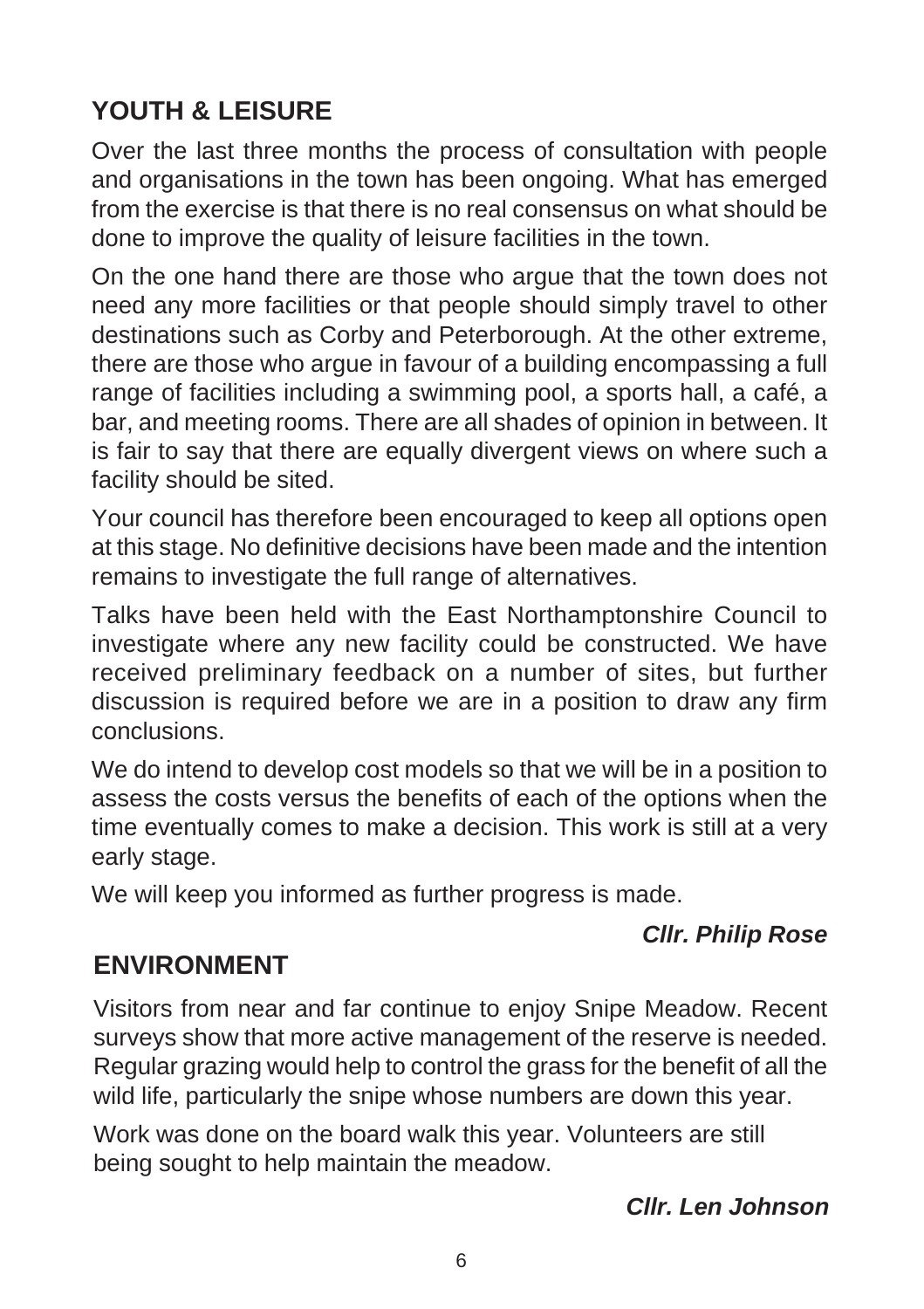## YOUTH & LEISURE

Over the last three months the process of consultation with people and organisations in the town has been ongoing. What has emerged from the exercise is that there is no real consensus on what should be done to improve the quality of leisure facilities in the town.

On the one hand there are those who argue that the town does not need any more facilities or that people should simply travel to other destinations such as Corby and Peterborough. At the other extreme, there are those who argue in favour of a building encompassing a full range of facilities including a swimming pool, a sports hall, a café, a bar, and meeting rooms. There are all shades of opinion in between. It is fair to say that there are equally divergent views on where such a facility should be sited.

Your council has therefore been encouraged to keep all options open at this stage. No definitive decisions have been made and the intention remains to investigate the full range of alternatives.

Talks have been held with the East Northamptonshire Council to investigate where any new facility could be constructed. We have received preliminary feedback on a number of sites, but further discussion is required before we are in a position to draw any firm conclusions.

We do intend to develop cost models so that we will be in a position to assess the costs versus the benefits of each of the options when the time eventually comes to make a decision. This work is still at a very early stage.

We will keep you informed as further progress is made.

***Cllr. Philip Rose***

## ENVIRONMENT

Visitors from near and far continue to enjoy Snipe Meadow. Recent surveys show that more active management of the reserve is needed. Regular grazing would help to control the grass for the benefit of all the wild life, particularly the snipe whose numbers are down this year.

Work was done on the board walk this year. Volunteers are still being sought to help maintain the meadow.

***Cllr. Len Johnson***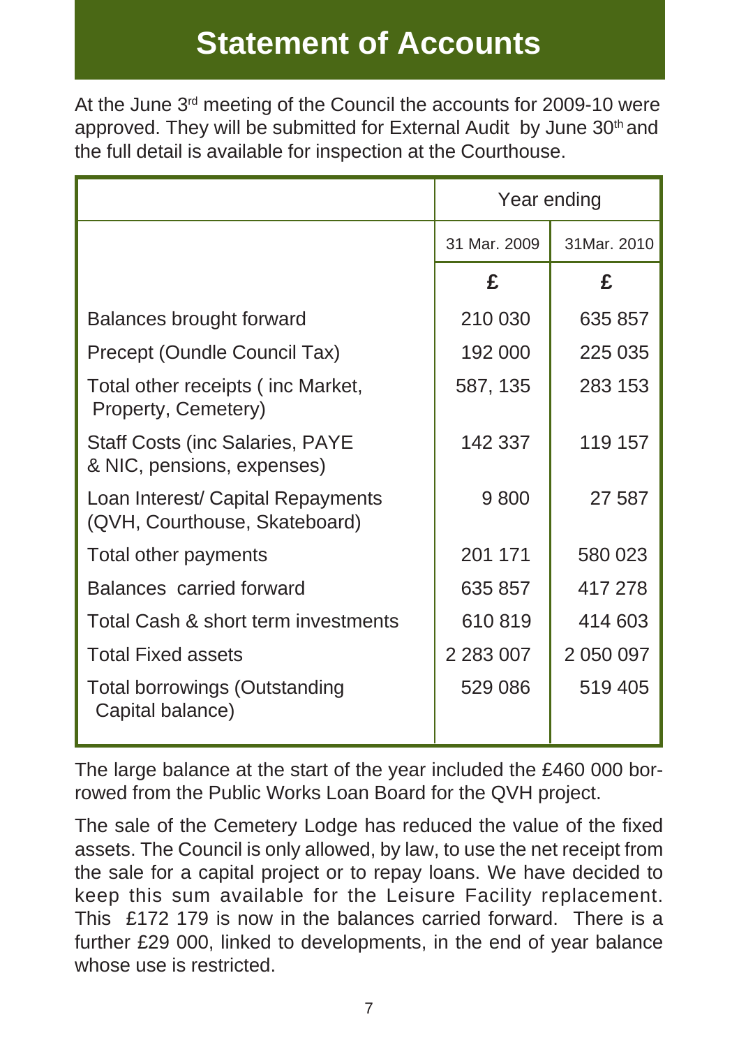# Statement of Accounts

At the June 3rd meeting of the Council the accounts for 2009-10 were approved. They will be submitted for External Audit by June 30th and the full detail is available for inspection at the Courthouse.

| | Year ending | |
|---|---|---|
| | 31 Mar. 2009 | 31Mar. 2010 |
| | £ | £ |
| Balances brought forward | 210 030 | 635 857 |
| Precept (Oundle Council Tax) | 192 000 | 225 035 |
| Total other receipts ( inc Market, Property, Cemetery) | 587, 135 | 283 153 |
| Staff Costs (inc Salaries, PAYE & NIC, pensions, expenses) | 142 337 | 119 157 |
| Loan Interest/ Capital Repayments (QVH, Courthouse, Skateboard) | 9 800 | 27 587 |
| Total other payments | 201 171 | 580 023 |
| Balances carried forward | 635 857 | 417 278 |
| Total Cash & short term investments | 610 819 | 414 603 |
| Total Fixed assets | 2 283 007 | 2 050 097 |
| Total borrowings (Outstanding Capital balance) | 529 086 | 519 405 |

The large balance at the start of the year included the £460 000 borrowed from the Public Works Loan Board for the QVH project.

The sale of the Cemetery Lodge has reduced the value of the fixed assets. The Council is only allowed, by law, to use the net receipt from the sale for a capital project or to repay loans. We have decided to keep this sum available for the Leisure Facility replacement. This £172 179 is now in the balances carried forward. There is a further £29 000, linked to developments, in the end of year balance whose use is restricted.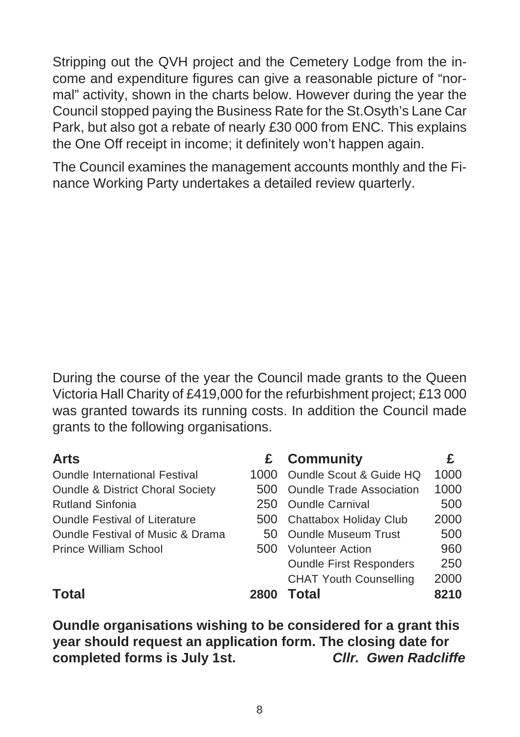Stripping out the QVH project and the Cemetery Lodge from the income and expenditure figures can give a reasonable picture of "normal" activity, shown in the charts below. However during the year the Council stopped paying the Business Rate for the St.Osyth's Lane Car Park, but also got a rebate of nearly £30 000 from ENC. This explains the One Off receipt in income; it definitely won't happen again.

The Council examines the management accounts monthly and the Finance Working Party undertakes a detailed review quarterly.

During the course of the year the Council made grants to the Queen Victoria Hall Charity of £419,000 for the refurbishment project; £13 000 was granted towards its running costs. In addition the Council made grants to the following organisations.

| **Arts** | **£** | **Community** | **£** |
|---|---|---|---|
| Oundle International Festival | 1000 | Oundle Scout & Guide HQ | 1000 |
| Oundle & District Choral Society | 500 | Oundle Trade Association | 1000 |
| Rutland Sinfonia | 250 | Oundle Carnival | 500 |
| Oundle Festival of Literature | 500 | Chattabox Holiday Club | 2000 |
| Oundle Festival of Music & Drama | 50 | Oundle Museum Trust | 500 |
| Prince William School | 500 | Volunteer Action | 960 |
| | | Oundle First Responders | 250 |
| | | CHAT Youth Counselling | 2000 |
| **Total** | **2800** | **Total** | **8210** |

**Oundle organisations wishing to be considered for a grant this year should request an application form. The closing date for completed forms is July 1st.** ***Cllr. Gwen Radcliffe***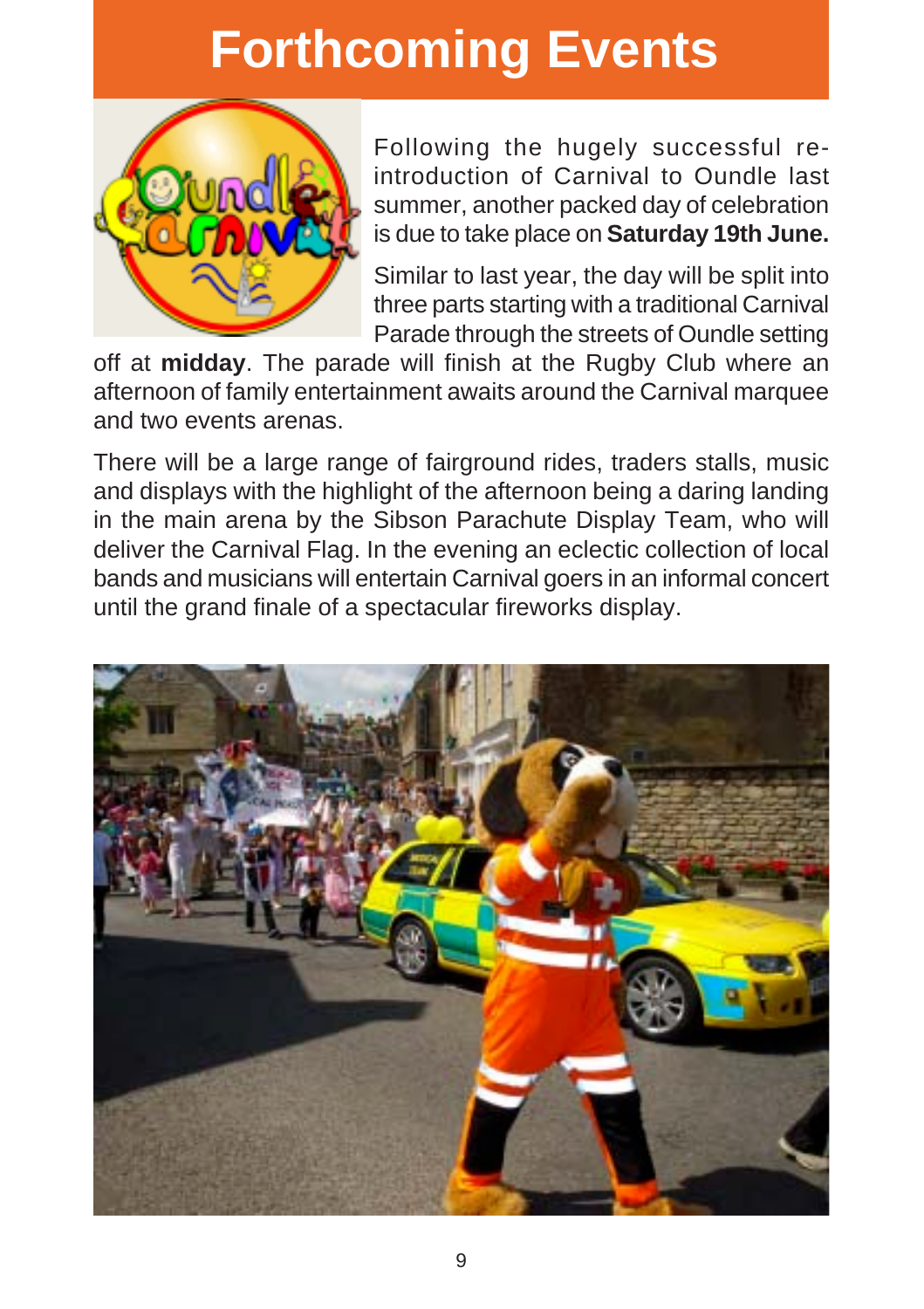# Forthcoming Events

Following the hugely successful re-introduction of Carnival to Oundle last summer, another packed day of celebration is due to take place on **Saturday 19th June.**

Similar to last year, the day will be split into three parts starting with a traditional Carnival Parade through the streets of Oundle setting off at **midday**. The parade will finish at the Rugby Club where an afternoon of family entertainment awaits around the Carnival marquee and two events arenas.

There will be a large range of fairground rides, traders stalls, music and displays with the highlight of the afternoon being a daring landing in the main arena by the Sibson Parachute Display Team, who will deliver the Carnival Flag. In the evening an eclectic collection of local bands and musicians will entertain Carnival goers in an informal concert until the grand finale of a spectacular fireworks display.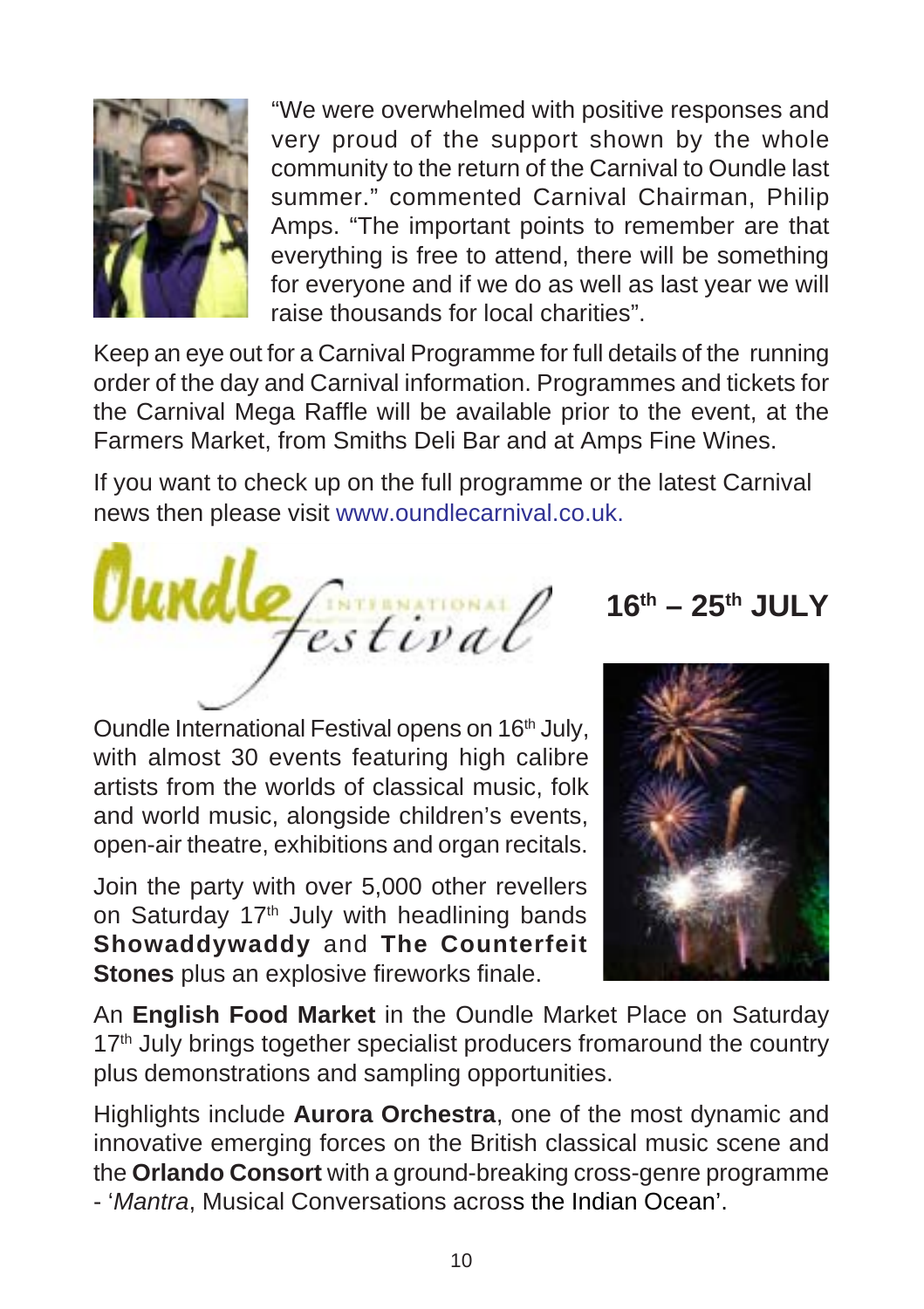"We were overwhelmed with positive responses and very proud of the support shown by the whole community to the return of the Carnival to Oundle last summer." commented Carnival Chairman, Philip Amps. "The important points to remember are that everything is free to attend, there will be something for everyone and if we do as well as last year we will raise thousands for local charities".

Keep an eye out for a Carnival Programme for full details of the running order of the day and Carnival information. Programmes and tickets for the Carnival Mega Raffle will be available prior to the event, at the Farmers Market, from Smiths Deli Bar and at Amps Fine Wines.

If you want to check up on the full programme or the latest Carnival news then please visit www.oundlecarnival.co.uk.

## Oundle International Festival

### 16th – 25th JULY

Oundle International Festival opens on 16th July, with almost 30 events featuring high calibre artists from the worlds of classical music, folk and world music, alongside children's events, open-air theatre, exhibitions and organ recitals.

Join the party with over 5,000 other revellers on Saturday 17th July with headlining bands **Showaddywaddy** and **The Counterfeit Stones** plus an explosive fireworks finale.

An **English Food Market** in the Oundle Market Place on Saturday 17th July brings together specialist producers fromaround the country plus demonstrations and sampling opportunities.

Highlights include **Aurora Orchestra**, one of the most dynamic and innovative emerging forces on the British classical music scene and the **Orlando Consort** with a ground-breaking cross-genre programme - '*Mantra*, Musical Conversations across the Indian Ocean'.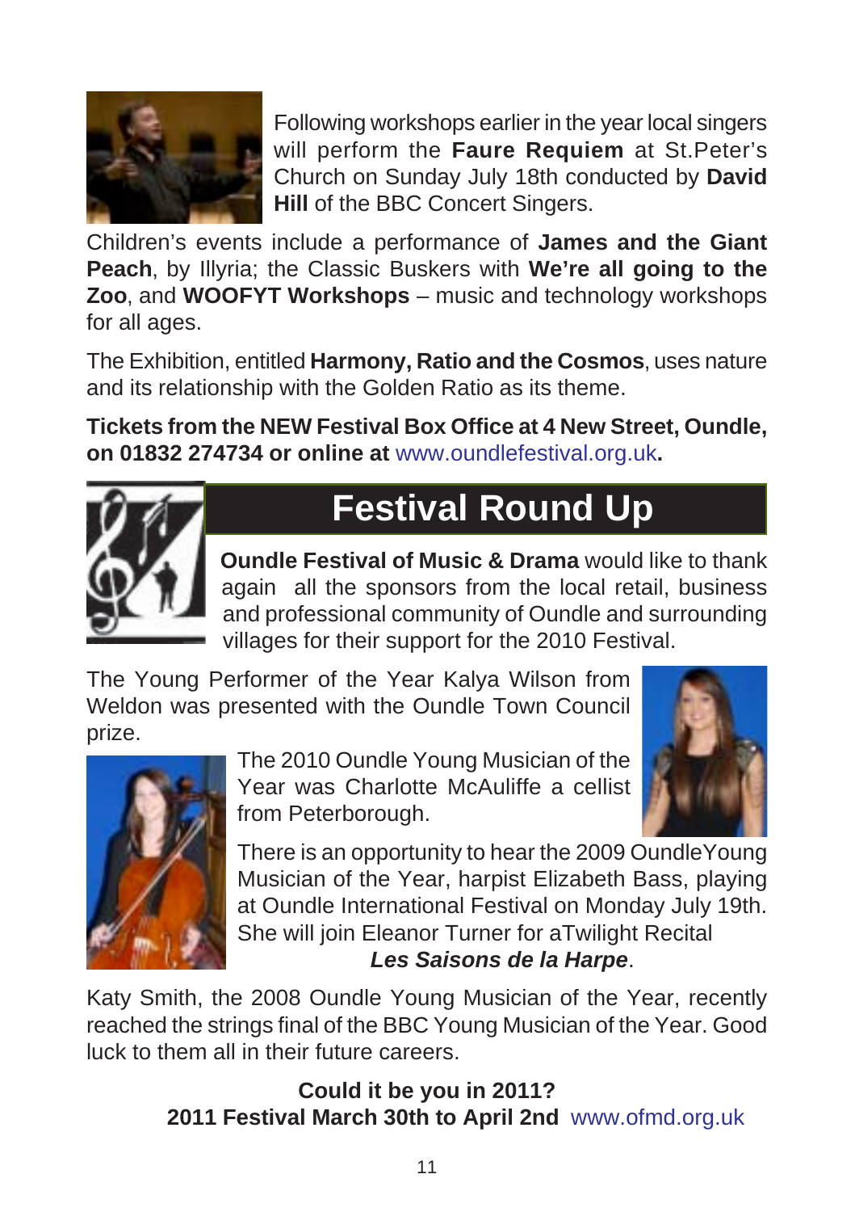Following workshops earlier in the year local singers will perform the **Faure Requiem** at St.Peter's Church on Sunday July 18th conducted by **David Hill** of the BBC Concert Singers.

Children's events include a performance of **James and the Giant Peach**, by Illyria; the Classic Buskers with **We're all going to the Zoo**, and **WOOFYT Workshops** – music and technology workshops for all ages.

The Exhibition, entitled **Harmony, Ratio and the Cosmos**, uses nature and its relationship with the Golden Ratio as its theme.

**Tickets from the NEW Festival Box Office at 4 New Street, Oundle, on 01832 274734 or online at** www.oundlefestival.org.uk**.**

# Festival Round Up

**Oundle Festival of Music & Drama** would like to thank again all the sponsors from the local retail, business and professional community of Oundle and surrounding villages for their support for the 2010 Festival.

The Young Performer of the Year Kalya Wilson from Weldon was presented with the Oundle Town Council prize.

The 2010 Oundle Young Musician of the Year was Charlotte McAuliffe a cellist from Peterborough.

There is an opportunity to hear the 2009 OundleYoung Musician of the Year, harpist Elizabeth Bass, playing at Oundle International Festival on Monday July 19th. She will join Eleanor Turner for aTwilight Recital ***Les Saisons de la Harpe***.

Katy Smith, the 2008 Oundle Young Musician of the Year, recently reached the strings final of the BBC Young Musician of the Year. Good luck to them all in their future careers.

**Could it be you in 2011?**
**2011 Festival March 30th to April 2nd** www.ofmd.org.uk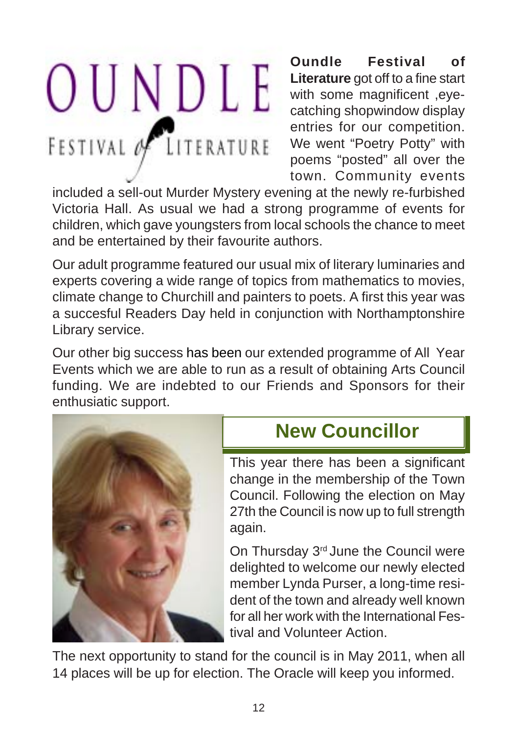**Oundle Festival of Literature** got off to a fine start with some magnificent ,eye-catching shopwindow display entries for our competition. We went "Poetry Potty" with poems "posted" all over the town. Community events included a sell-out Murder Mystery evening at the newly re-furbished Victoria Hall. As usual we had a strong programme of events for children, which gave youngsters from local schools the chance to meet and be entertained by their favourite authors.

Our adult programme featured our usual mix of literary luminaries and experts covering a wide range of topics from mathematics to movies, climate change to Churchill and painters to poets. A first this year was a succesful Readers Day held in conjunction with Northamptonshire Library service.

Our other big success has been our extended programme of All Year Events which we are able to run as a result of obtaining Arts Council funding. We are indebted to our Friends and Sponsors for their enthusiatic support.

## New Councillor

This year there has been a significant change in the membership of the Town Council. Following the election on May 27th the Council is now up to full strength again.

On Thursday 3rd June the Council were delighted to welcome our newly elected member Lynda Purser, a long-time resident of the town and already well known for all her work with the International Festival and Volunteer Action.

The next opportunity to stand for the council is in May 2011, when all 14 places will be up for election. The Oracle will keep you informed.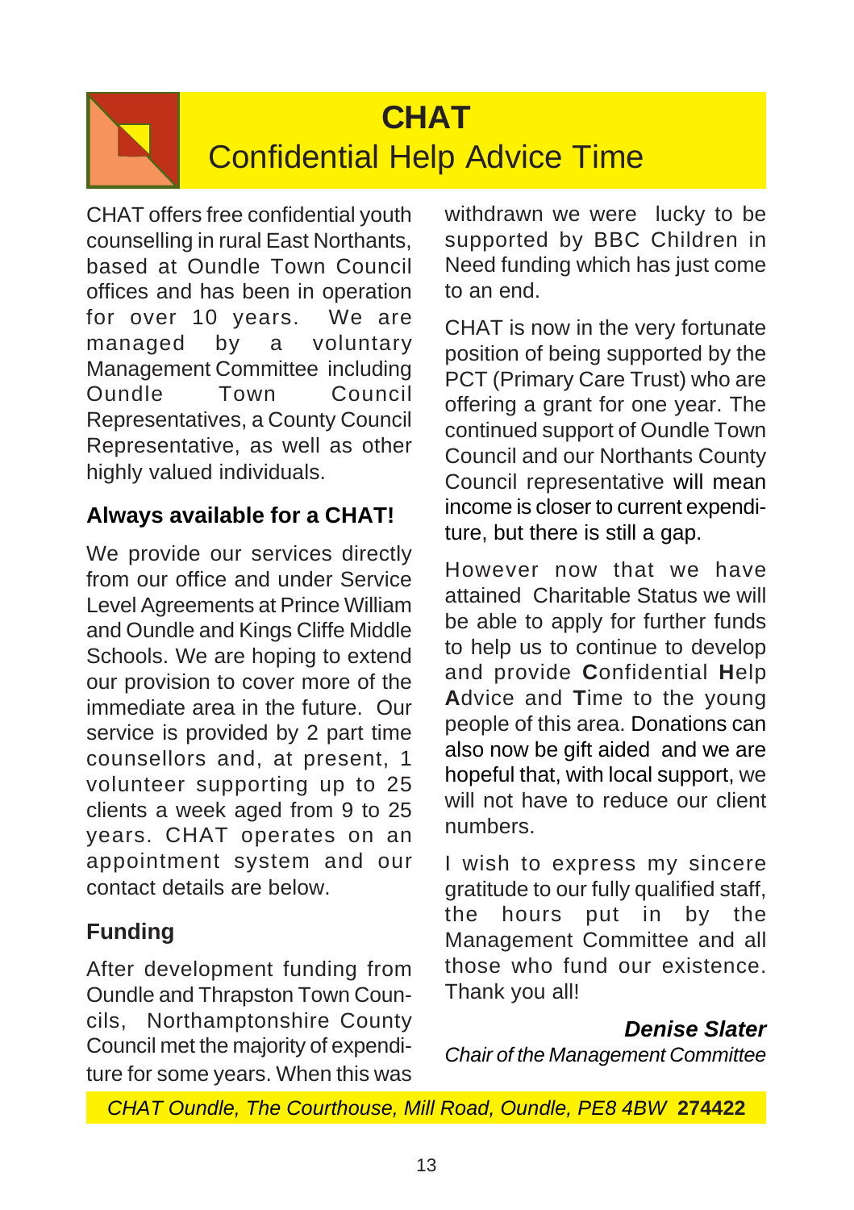# CHAT

## Confidential Help Advice Time

CHAT offers free confidential youth counselling in rural East Northants, based at Oundle Town Council offices and has been in operation for over 10 years. We are managed by a voluntary Management Committee including Oundle Town Council Representatives, a County Council Representative, as well as other highly valued individuals.

### Always available for a CHAT!

We provide our services directly from our office and under Service Level Agreements at Prince William and Oundle and Kings Cliffe Middle Schools. We are hoping to extend our provision to cover more of the immediate area in the future. Our service is provided by 2 part time counsellors and, at present, 1 volunteer supporting up to 25 clients a week aged from 9 to 25 years. CHAT operates on an appointment system and our contact details are below.

### Funding

After development funding from Oundle and Thrapston Town Councils, Northamptonshire County Council met the majority of expenditure for some years. When this was withdrawn we were lucky to be supported by BBC Children in Need funding which has just come to an end.

CHAT is now in the very fortunate position of being supported by the PCT (Primary Care Trust) who are offering a grant for one year. The continued support of Oundle Town Council and our Northants County Council representative will mean income is closer to current expenditure, but there is still a gap.

However now that we have attained Charitable Status we will be able to apply for further funds to help us to continue to develop and provide **C**onfidential **H**elp **A**dvice and **T**ime to the young people of this area. Donations can also now be gift aided and we are hopeful that, with local support, we will not have to reduce our client numbers.

I wish to express my sincere gratitude to our fully qualified staff, the hours put in by the Management Committee and all those who fund our existence. Thank you all!

***Denise Slater***
*Chair of the Management Committee*

*CHAT Oundle, The Courthouse, Mill Road, Oundle, PE8 4BW* **274422**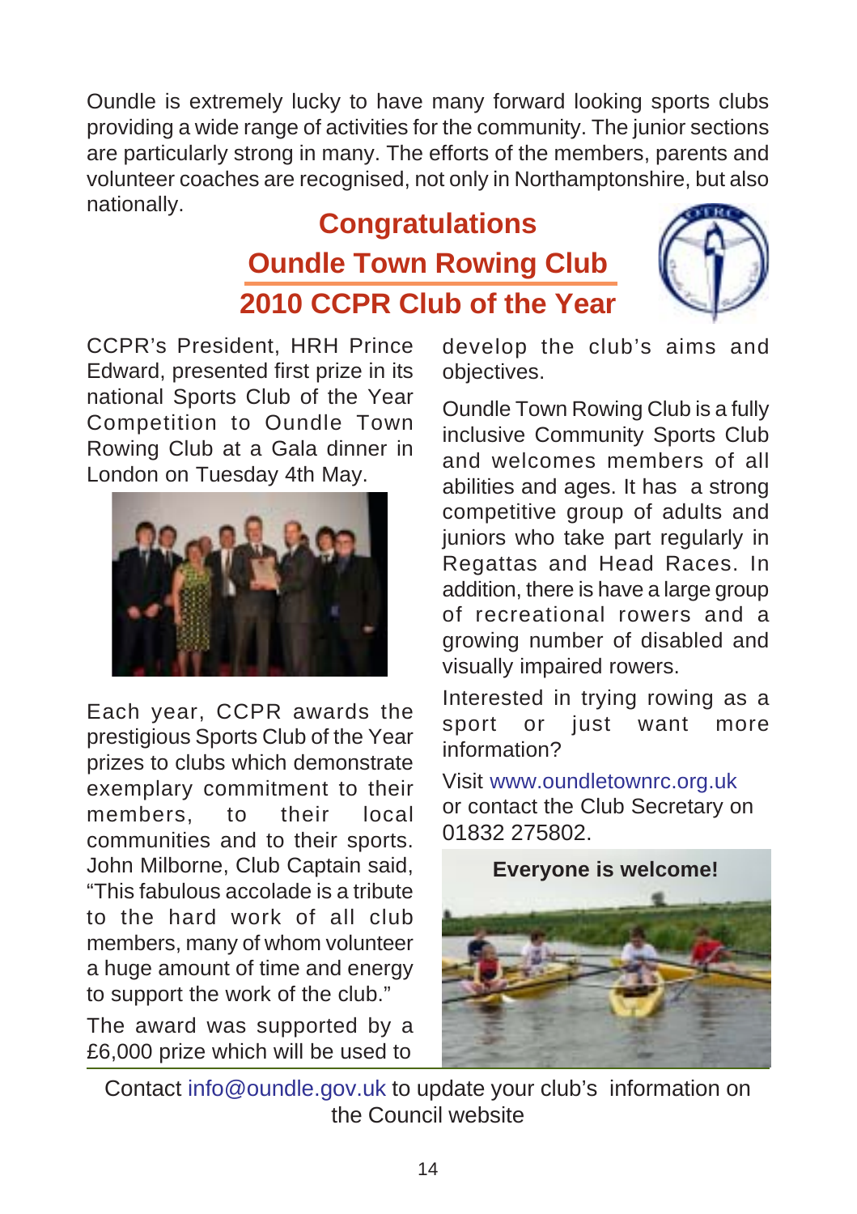Oundle is extremely lucky to have many forward looking sports clubs providing a wide range of activities for the community. The junior sections are particularly strong in many. The efforts of the members, parents and volunteer coaches are recognised, not only in Northamptonshire, but also nationally.

## Congratulations
## Oundle Town Rowing Club
## 2010 CCPR Club of the Year

CCPR's President, HRH Prince Edward, presented first prize in its national Sports Club of the Year Competition to Oundle Town Rowing Club at a Gala dinner in London on Tuesday 4th May.

Each year, CCPR awards the prestigious Sports Club of the Year prizes to clubs which demonstrate exemplary commitment to their members, to their local communities and to their sports. John Milborne, Club Captain said, "This fabulous accolade is a tribute to the hard work of all club members, many of whom volunteer a huge amount of time and energy to support the work of the club."

The award was supported by a £6,000 prize which will be used to develop the club's aims and objectives.

Oundle Town Rowing Club is a fully inclusive Community Sports Club and welcomes members of all abilities and ages. It has a strong competitive group of adults and juniors who take part regularly in Regattas and Head Races. In addition, there is have a large group of recreational rowers and a growing number of disabled and visually impaired rowers.

Interested in trying rowing as a sport or just want more information?

Visit www.oundletownrc.org.uk or contact the Club Secretary on 01832 275802.

**Everyone is welcome!**

Contact info@oundle.gov.uk to update your club's information on the Council website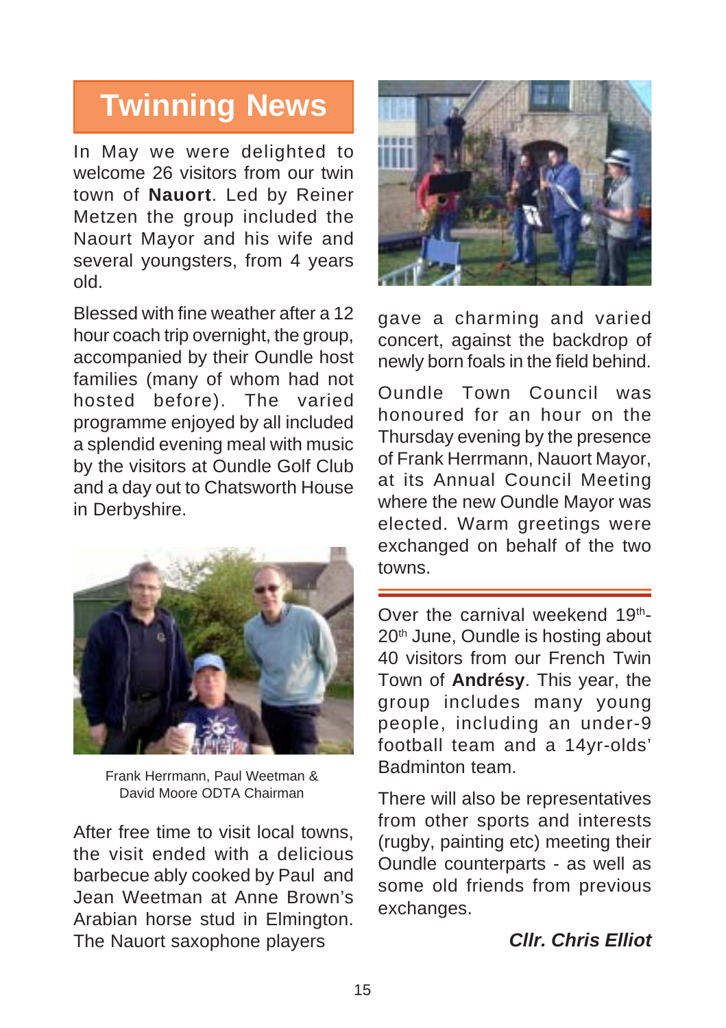# Twinning News

In May we were delighted to welcome 26 visitors from our twin town of **Nauort**. Led by Reiner Metzen the group included the Naourt Mayor and his wife and several youngsters, from 4 years old.

Blessed with fine weather after a 12 hour coach trip overnight, the group, accompanied by their Oundle host families (many of whom had not hosted before). The varied programme enjoyed by all included a splendid evening meal with music by the visitors at Oundle Golf Club and a day out to Chatsworth House in Derbyshire.

Frank Herrmann, Paul Weetman & David Moore ODTA Chairman

After free time to visit local towns, the visit ended with a delicious barbecue ably cooked by Paul and Jean Weetman at Anne Brown's Arabian horse stud in Elmington. The Nauort saxophone players gave a charming and varied concert, against the backdrop of newly born foals in the field behind.

Oundle Town Council was honoured for an hour on the Thursday evening by the presence of Frank Herrmann, Nauort Mayor, at its Annual Council Meeting where the new Oundle Mayor was elected. Warm greetings were exchanged on behalf of the two towns.

---

Over the carnival weekend 19th-20th June, Oundle is hosting about 40 visitors from our French Twin Town of **Andrésy**. This year, the group includes many young people, including an under-9 football team and a 14yr-olds' Badminton team.

There will also be representatives from other sports and interests (rugby, painting etc) meeting their Oundle counterparts - as well as some old friends from previous exchanges.

***Cllr. Chris Elliot***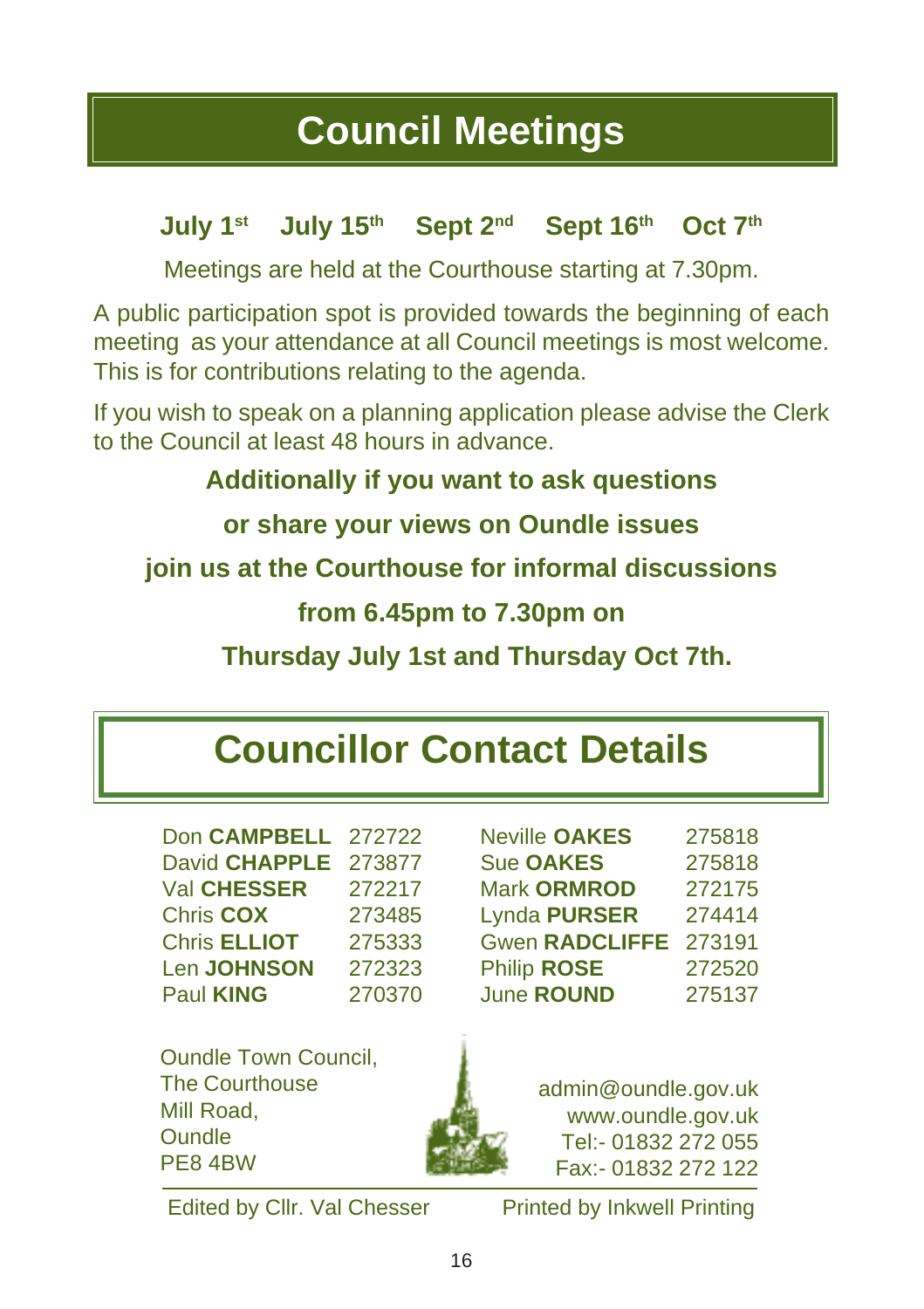# Council Meetings

**July 1st   July 15th   Sept 2nd   Sept 16th   Oct 7th**

Meetings are held at the Courthouse starting at 7.30pm.

A public participation spot is provided towards the beginning of each meeting as your attendance at all Council meetings is most welcome. This is for contributions relating to the agenda.

If you wish to speak on a planning application please advise the Clerk to the Council at least 48 hours in advance.

**Additionally if you want to ask questions**

**or share your views on Oundle issues**

**join us at the Courthouse for informal discussions**

**from 6.45pm to 7.30pm on**

**Thursday July 1st and Thursday Oct 7th.**

# Councillor Contact Details

| | | | |
|---|---|---|---|
| Don **CAMPBELL** | 272722 | Neville **OAKES** | 275818 |
| David **CHAPPLE** | 273877 | Sue **OAKES** | 275818 |
| Val **CHESSER** | 272217 | Mark **ORMROD** | 272175 |
| Chris **COX** | 273485 | Lynda **PURSER** | 274414 |
| Chris **ELLIOT** | 275333 | Gwen **RADCLIFFE** | 273191 |
| Len **JOHNSON** | 272323 | Philip **ROSE** | 272520 |
| Paul **KING** | 270370 | June **ROUND** | 275137 |

Oundle Town Council,
The Courthouse
Mill Road,
Oundle
PE8 4BW

admin@oundle.gov.uk
www.oundle.gov.uk
Tel:- 01832 272 055
Fax:- 01832 272 122

Edited by Cllr. Val Chesser    Printed by Inkwell Printing